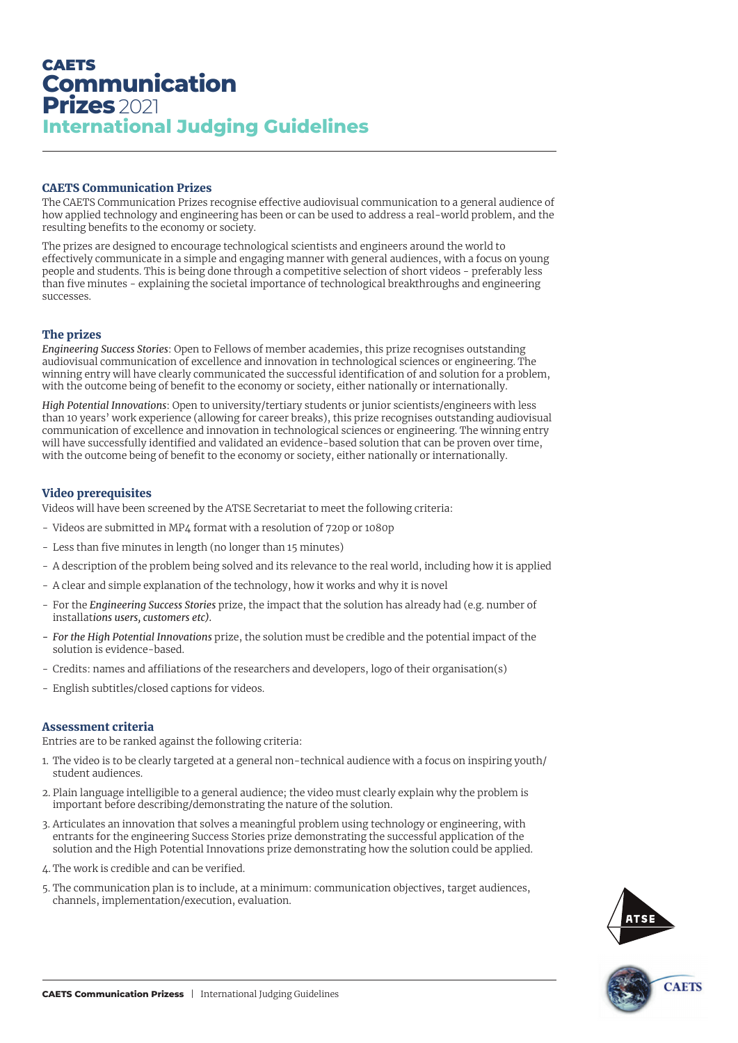# CAETS Communication Prizes 2021

## International Judging Guidelines

### CAETS Communication Prizes

The CAETS Communication Prizes recognise effective audiovisual communication to a general audience of how applied technology and engineering has been or can be used to address a real-world problem, and the resulting benefits to the economy or society.

The prizes are designed to encourage technological scientists and engineers around the world to effectively communicate in a simple and engaging manner with general audiences, with a focus on young people and students. This is being done through a competitive selection of short videos - preferably less than five minutes - explaining the societal importance of technological breakthroughs and engineering successes.

### The prizes

*Engineering Success Stories*: Open to Fellows of member academies, this prize recognises outstanding audiovisual communication of excellence and innovation in technological sciences or engineering. The winning entry will have clearly communicated the successful identification of and solution for a problem, with the outcome being of benefit to the economy or society, either nationally or internationally.

*High Potential Innovations*: Open to university/tertiary students or junior scientists/engineers with less than 10 years' work experience (allowing for career breaks), this prize recognises outstanding audiovisual communication of excellence and innovation in technological sciences or engineering. The winning entry will have successfully identified and validated an evidence-based solution that can be proven over time, with the outcome being of benefit to the economy or society, either nationally or internationally.

### Video prerequisites

Videos will have been screened by the ATSE Secretariat to meet the following criteria:

- Videos are submitted in MP4 format with a resolution of 720p or 1080p
- Less than five minutes in length (no longer than 15 minutes)
- A description of the problem being solved and its relevance to the real world, including how it is applied
- A clear and simple explanation of the technology, how it works and why it is novel
- For the *Engineering Success Stories* prize, the impact that the solution has already had (e.g. number of installat*ions users, customers etc)*.
- *For the High Potential Innovations* prize, the solution must be credible and the potential impact of the solution is evidence-based.
- Credits: names and affiliations of the researchers and developers, logo of their organisation(s)
- English subtitles/closed captions for videos.

### Assessment criteria

Entries are to be ranked against the following criteria:

1. The video is to be clearly targeted at a general non-technical audience with a focus on inspiring youth/student audiences.
2. Plain language intelligible to a general audience; the video must clearly explain why the problem is important before describing/demonstrating the nature of the solution.
3. Articulates an innovation that solves a meaningful problem using technology or engineering, with entrants for the engineering Success Stories prize demonstrating the successful application of the solution and the High Potential Innovations prize demonstrating how the solution could be applied.
4. The work is credible and can be verified.
5. The communication plan is to include, at a minimum: communication objectives, target audiences, channels, implementation/execution, evaluation.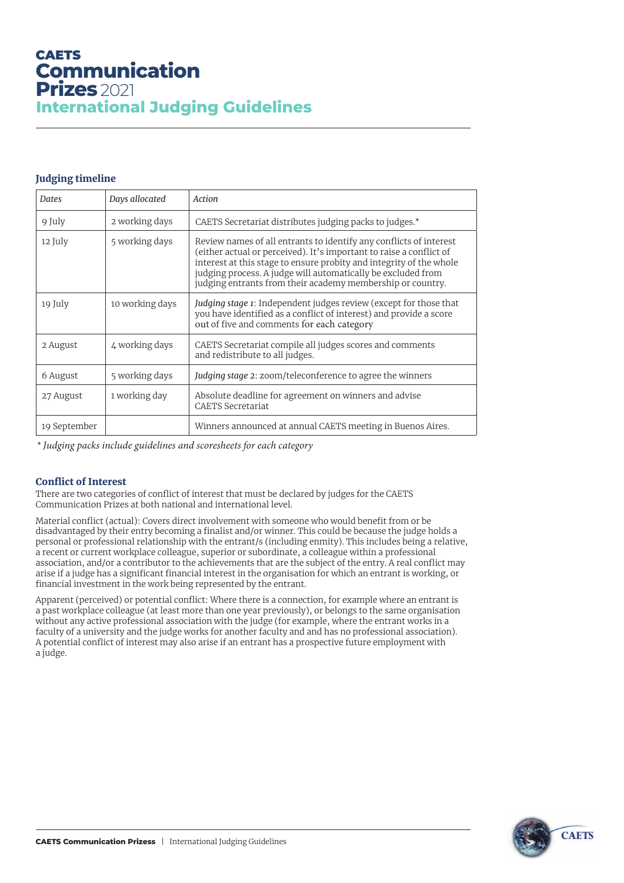# CAETS Communication Prizes 2021

## International Judging Guidelines

### Judging timeline

| *Dates* | *Days allocated* | *Action* |
| --- | --- | --- |
| 9 July | 2 working days | CAETS Secretariat distributes judging packs to judges.* |
| 12 July | 5 working days | Review names of all entrants to identify any conflicts of interest (either actual or perceived). It's important to raise a conflict of interest at this stage to ensure probity and integrity of the whole judging process. A judge will automatically be excluded from judging entrants from their academy membership or country. |
| 19 July | 10 working days | *Judging stage 1*: Independent judges review (except for those that you have identified as a conflict of interest) and provide a score out of five and comments for each category |
| 2 August | 4 working days | CAETS Secretariat compile all judges scores and comments and redistribute to all judges. |
| 6 August | 5 working days | *Judging stage 2*: zoom/teleconference to agree the winners |
| 27 August | 1 working day | Absolute deadline for agreement on winners and advise CAETS Secretariat |
| 19 September | | Winners announced at annual CAETS meeting in Buenos Aires. |

*\* Judging packs include guidelines and scoresheets for each category*

### Conflict of Interest

There are two categories of conflict of interest that must be declared by judges for the CAETS Communication Prizes at both national and international level.

Material conflict (actual): Covers direct involvement with someone who would benefit from or be disadvantaged by their entry becoming a finalist and/or winner. This could be because the judge holds a personal or professional relationship with the entrant/s (including enmity). This includes being a relative, a recent or current workplace colleague, superior or subordinate, a colleague within a professional association, and/or a contributor to the achievements that are the subject of the entry. A real conflict may arise if a judge has a significant financial interest in the organisation for which an entrant is working, or financial investment in the work being represented by the entrant.

Apparent (perceived) or potential conflict: Where there is a connection, for example where an entrant is a past workplace colleague (at least more than one year previously), or belongs to the same organisation without any active professional association with the judge (for example, where the entrant works in a faculty of a university and the judge works for another faculty and and has no professional association). A potential conflict of interest may also arise if an entrant has a prospective future employment with a judge.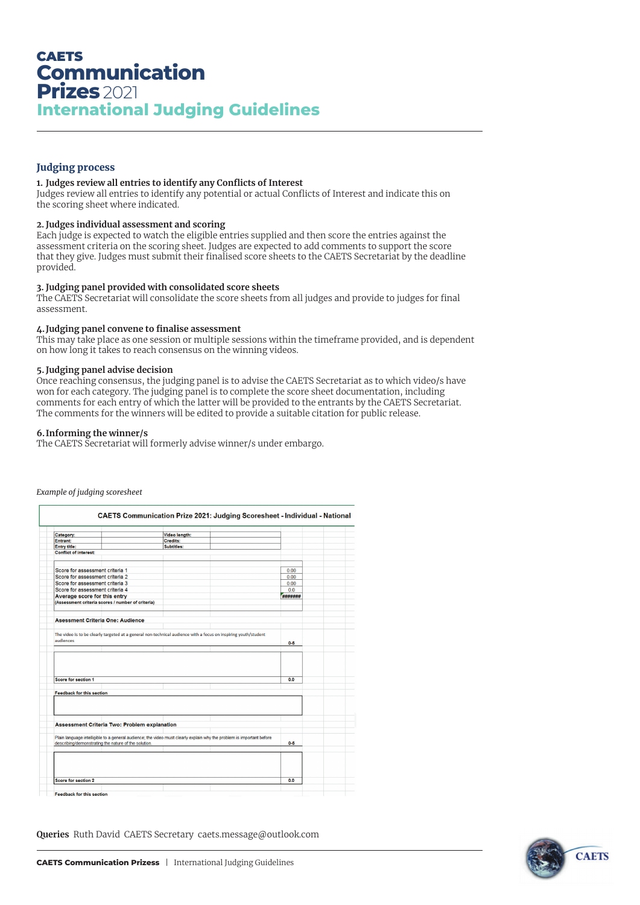# CAETS Communication Prizes 2021

## International Judging Guidelines

### Judging process

**1. Judges review all entries to identify any Conflicts of Interest**
Judges review all entries to identify any potential or actual Conflicts of Interest and indicate this on the scoring sheet where indicated.

**2. Judges individual assessment and scoring**
Each judge is expected to watch the eligible entries supplied and then score the entries against the assessment criteria on the scoring sheet. Judges are expected to add comments to support the score that they give. Judges must submit their finalised score sheets to the CAETS Secretariat by the deadline provided.

**3. Judging panel provided with consolidated score sheets**
The CAETS Secretariat will consolidate the score sheets from all judges and provide to judges for final assessment.

**4. Judging panel convene to finalise assessment**
This may take place as one session or multiple sessions within the timeframe provided, and is dependent on how long it takes to reach consensus on the winning videos.

**5. Judging panel advise decision**
Once reaching consensus, the judging panel is to advise the CAETS Secretariat as to which video/s have won for each category. The judging panel is to complete the score sheet documentation, including comments for each entry of which the latter will be provided to the entrants by the CAETS Secretariat. The comments for the winners will be edited to provide a suitable citation for public release.

**6. Informing the winner/s**
The CAETS Secretariat will formerly advise winner/s under embargo.

*Example of judging scoresheet*

**CAETS Communication Prize 2021: Judging Scoresheet - Individual - National**

| | | | | |
|---|---|---|---|---|
| Category: | | Video length: | | |
| Entrant: | | Credits: | | |
| Entry title: | | Subtitles: | | |
| Conflict of interest: | | | | |
| Score for assessment criteria 1 | | | | 0.00 |
| Score for assessment criteria 2 | | | | 0.00 |
| Score for assessment criteria 3 | | | | 0.00 |
| Score for assessment criteria 4 | | | | 0.0 |
| **Average score for this entry** (Assessment criteria scores / number of criteria) | | | | ####### |

**Assessment Criteria One: Audience**

The video is to be clearly targeted at a general non-technical audience with a focus on inspiring youth/student audiences — 0-6

Score for section 1 — 0.0

Feedback for this section

**Assessment Criteria Two: Problem explanation**

Plain language intelligible to a general audience; the video must clearly explain why the problem is important before describing/demonstrating the nature of the solution. — 0-6

Score for section 2 — 0.0

Feedback for this section

**Queries** Ruth David CAETS Secretary caets.message@outlook.com